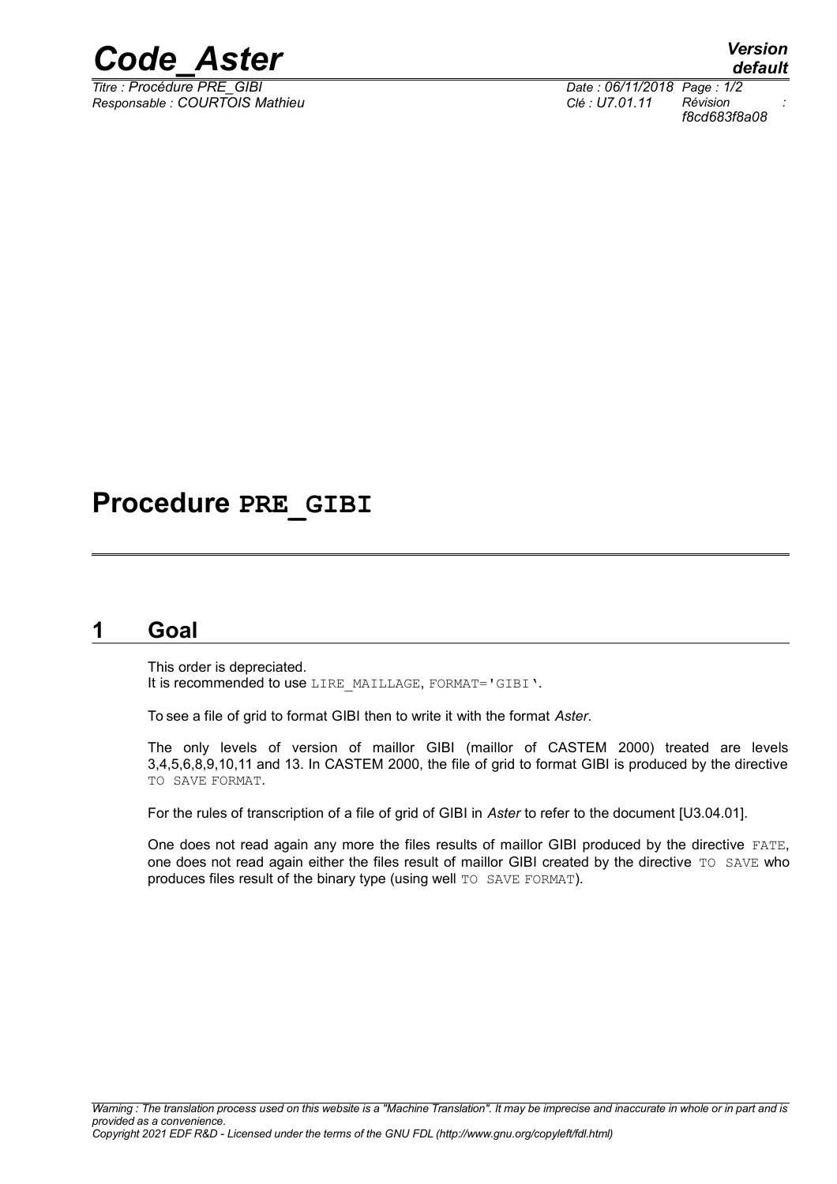# Procedure PRE_GIBI

## 1 Goal

This order is depreciated.
It is recommended to use LIRE_MAILLAGE, FORMAT='GIBI'.

To see a file of grid to format GIBI then to write it with the format *Aster*.

The only levels of version of maillor GIBI (maillor of CASTEM 2000) treated are levels 3,4,5,6,8,9,10,11 and 13. In CASTEM 2000, the file of grid to format GIBI is produced by the directive TO SAVE FORMAT.

For the rules of transcription of a file of grid of GIBI in *Aster* to refer to the document [U3.04.01].

One does not read again any more the files results of maillor GIBI produced by the directive FATE, one does not read again either the files result of maillor GIBI created by the directive TO SAVE who produces files result of the binary type (using well TO SAVE FORMAT).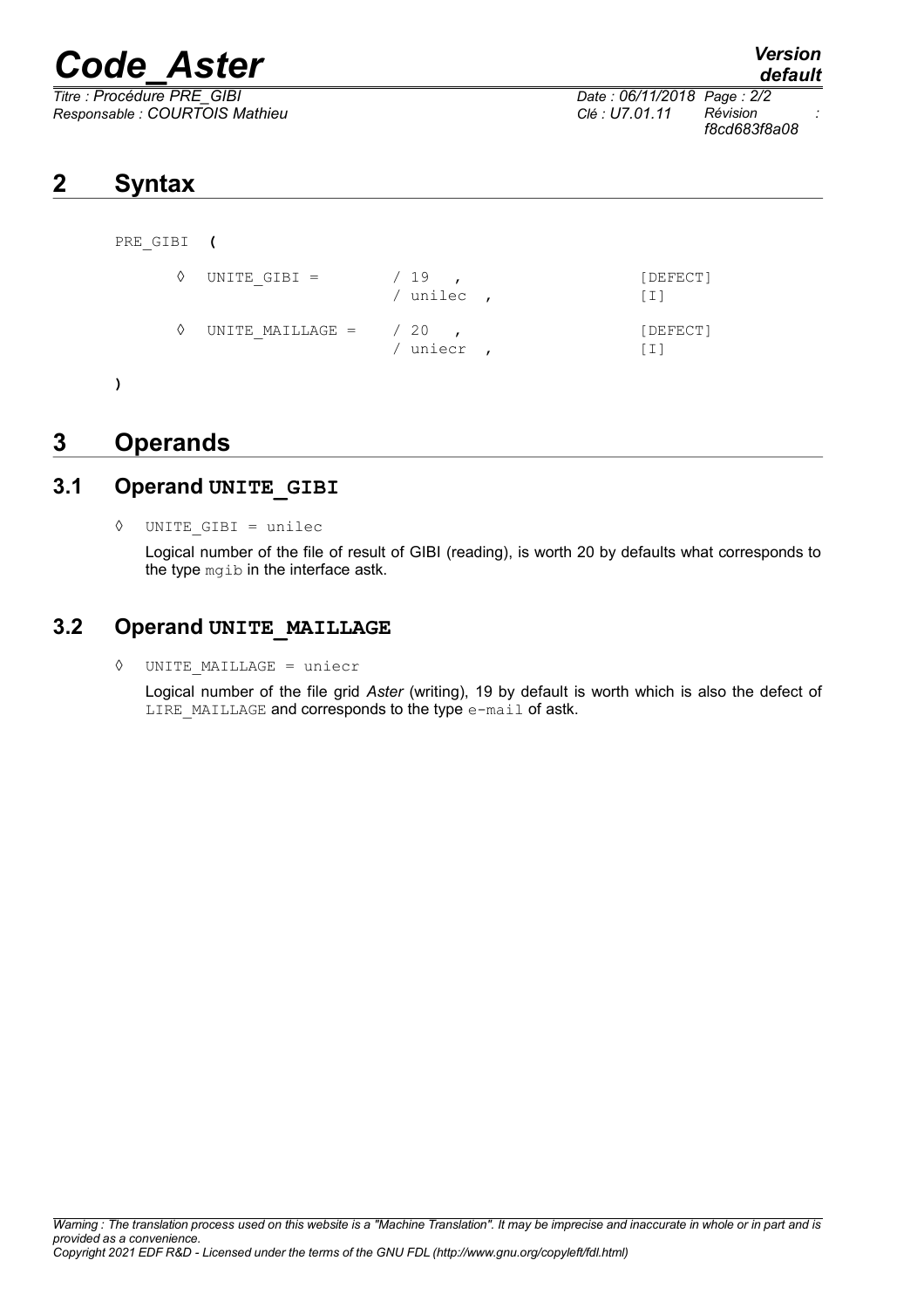# 2 Syntax

```
PRE_GIBI (

    ◊  UNITE_GIBI =       / 19   ,                [DEFECT]
                          / unilec ,              [I]

    ◊  UNITE_MAILLAGE =   / 20   ,                [DEFECT]
                          / uniecr ,              [I]

)
```

# 3 Operands

## 3.1 Operand **UNITE_GIBI**

◊ UNITE_GIBI = unilec

Logical number of the file of result of GIBI (reading), is worth 20 by defaults what corresponds to the type mgib in the interface astk.

## 3.2 Operand **UNITE_MAILLAGE**

◊ UNITE_MAILLAGE = uniecr

Logical number of the file grid *Aster* (writing), 19 by default is worth which is also the defect of LIRE_MAILLAGE and corresponds to the type e-mail of astk.